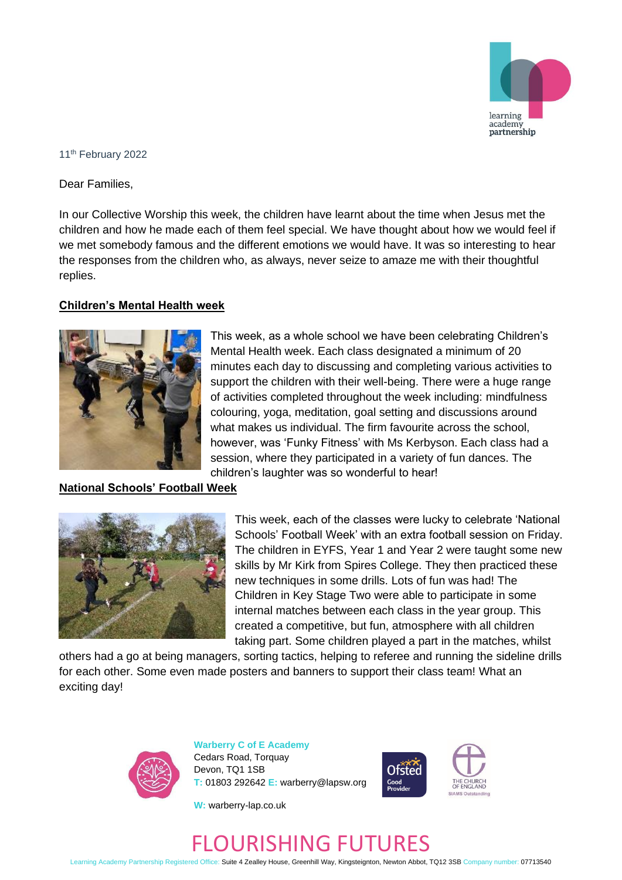11th February 2022

Dear Families,

In our Collective Worship this week, the children have learnt about the time when Jesus met the children and how he made each of them feel special. We have thought about how we would feel if we met somebody famous and the different emotions we would have. It was so interesting to hear the responses from the children who, as always, never seize to amaze me with their thoughtful replies.

## Children's Mental Health week

This week, as a whole school we have been celebrating Children's Mental Health week. Each class designated a minimum of 20 minutes each day to discussing and completing various activities to support the children with their well-being. There were a huge range of activities completed throughout the week including: mindfulness colouring, yoga, meditation, goal setting and discussions around what makes us individual. The firm favourite across the school, however, was 'Funky Fitness' with Ms Kerbyson. Each class had a session, where they participated in a variety of fun dances. The children's laughter was so wonderful to hear!

## National Schools' Football Week

This week, each of the classes were lucky to celebrate 'National Schools' Football Week' with an extra football session on Friday. The children in EYFS, Year 1 and Year 2 were taught some new skills by Mr Kirk from Spires College. They then practiced these new techniques in some drills. Lots of fun was had! The Children in Key Stage Two were able to participate in some internal matches between each class in the year group. This created a competitive, but fun, atmosphere with all children taking part. Some children played a part in the matches, whilst others had a go at being managers, sorting tactics, helping to referee and running the sideline drills for each other. Some even made posters and banners to support their class team! What an exciting day!

**Warberry C of E Academy**
Cedars Road, Torquay
Devon, TQ1 1SB
T: 01803 292642 E: warberry@lapsw.org
W: warberry-lap.co.uk

FLOURISHING FUTURES

Learning Academy Partnership Registered Office: Suite 4 Zealley House, Greenhill Way, Kingsteignton, Newton Abbot, TQ12 3SB Company number: 07713540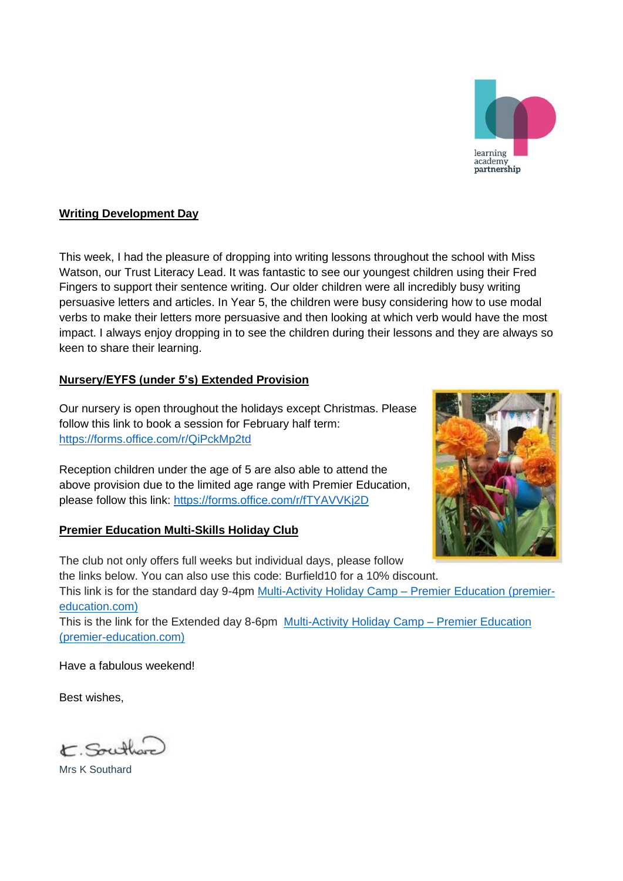## Writing Development Day

This week, I had the pleasure of dropping into writing lessons throughout the school with Miss Watson, our Trust Literacy Lead. It was fantastic to see our youngest children using their Fred Fingers to support their sentence writing. Our older children were all incredibly busy writing persuasive letters and articles. In Year 5, the children were busy considering how to use modal verbs to make their letters more persuasive and then looking at which verb would have the most impact. I always enjoy dropping in to see the children during their lessons and they are always so keen to share their learning.

## Nursery/EYFS (under 5's) Extended Provision

Our nursery is open throughout the holidays except Christmas. Please follow this link to book a session for February half term: https://forms.office.com/r/QiPckMp2td

Reception children under the age of 5 are also able to attend the above provision due to the limited age range with Premier Education, please follow this link: https://forms.office.com/r/fTYAVVKj2D

## Premier Education Multi-Skills Holiday Club

The club not only offers full weeks but individual days, please follow the links below. You can also use this code: Burfield10 for a 10% discount.
This link is for the standard day 9-4pm Multi-Activity Holiday Camp – Premier Education (premier-education.com)
This is the link for the Extended day 8-6pm Multi-Activity Holiday Camp – Premier Education (premier-education.com)

Have a fabulous weekend!

Best wishes,

K. Southard

Mrs K Southard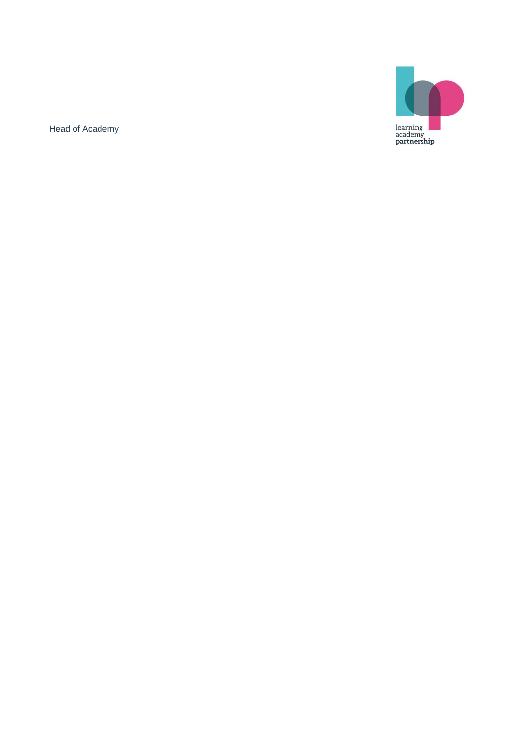Head of Academy